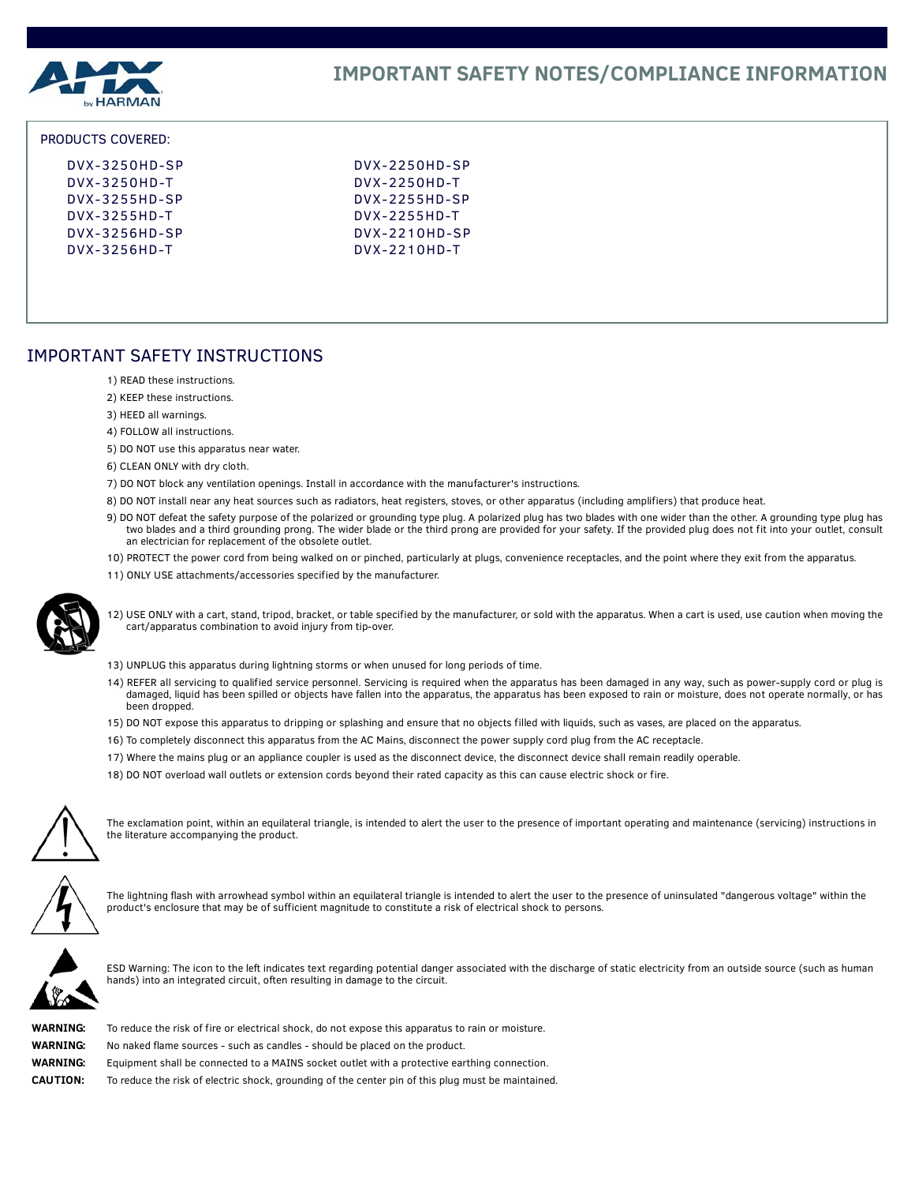# IMPORTANT SAFETY NOTES/COMPLIANCE INFORMATION

PRODUCTS COVERED:

| | |
|---|---|
| DVX-3250HD-SP | DVX-2250HD-SP |
| DVX-3250HD-T | DVX-2250HD-T |
| DVX-3255HD-SP | DVX-2255HD-SP |
| DVX-3255HD-T | DVX-2255HD-T |
| DVX-3256HD-SP | DVX-2210HD-SP |
| DVX-3256HD-T | DVX-2210HD-T |

## IMPORTANT SAFETY INSTRUCTIONS

1) READ these instructions.

2) KEEP these instructions.

3) HEED all warnings.

4) FOLLOW all instructions.

5) DO NOT use this apparatus near water.

6) CLEAN ONLY with dry cloth.

7) DO NOT block any ventilation openings. Install in accordance with the manufacturer's instructions.

8) DO NOT install near any heat sources such as radiators, heat registers, stoves, or other apparatus (including amplifiers) that produce heat.

9) DO NOT defeat the safety purpose of the polarized or grounding type plug. A polarized plug has two blades with one wider than the other. A grounding type plug has two blades and a third grounding prong. The wider blade or the third prong are provided for your safety. If the provided plug does not fit into your outlet, consult an electrician for replacement of the obsolete outlet.

10) PROTECT the power cord from being walked on or pinched, particularly at plugs, convenience receptacles, and the point where they exit from the apparatus.

11) ONLY USE attachments/accessories specified by the manufacturer.

12) USE ONLY with a cart, stand, tripod, bracket, or table specified by the manufacturer, or sold with the apparatus. When a cart is used, use caution when moving the cart/apparatus combination to avoid injury from tip-over.

13) UNPLUG this apparatus during lightning storms or when unused for long periods of time.

14) REFER all servicing to qualified service personnel. Servicing is required when the apparatus has been damaged in any way, such as power-supply cord or plug is damaged, liquid has been spilled or objects have fallen into the apparatus, the apparatus has been exposed to rain or moisture, does not operate normally, or has been dropped.

15) DO NOT expose this apparatus to dripping or splashing and ensure that no objects filled with liquids, such as vases, are placed on the apparatus.

16) To completely disconnect this apparatus from the AC Mains, disconnect the power supply cord plug from the AC receptacle.

17) Where the mains plug or an appliance coupler is used as the disconnect device, the disconnect device shall remain readily operable.

18) DO NOT overload wall outlets or extension cords beyond their rated capacity as this can cause electric shock or fire.

The exclamation point, within an equilateral triangle, is intended to alert the user to the presence of important operating and maintenance (servicing) instructions in the literature accompanying the product.

The lightning flash with arrowhead symbol within an equilateral triangle is intended to alert the user to the presence of uninsulated "dangerous voltage" within the product's enclosure that may be of sufficient magnitude to constitute a risk of electrical shock to persons.

ESD Warning: The icon to the left indicates text regarding potential danger associated with the discharge of static electricity from an outside source (such as human hands) into an integrated circuit, often resulting in damage to the circuit.

**WARNING:** To reduce the risk of fire or electrical shock, do not expose this apparatus to rain or moisture.

**WARNING:** No naked flame sources - such as candles - should be placed on the product.

**WARNING:** Equipment shall be connected to a MAINS socket outlet with a protective earthing connection.

**CAUTION:** To reduce the risk of electric shock, grounding of the center pin of this plug must be maintained.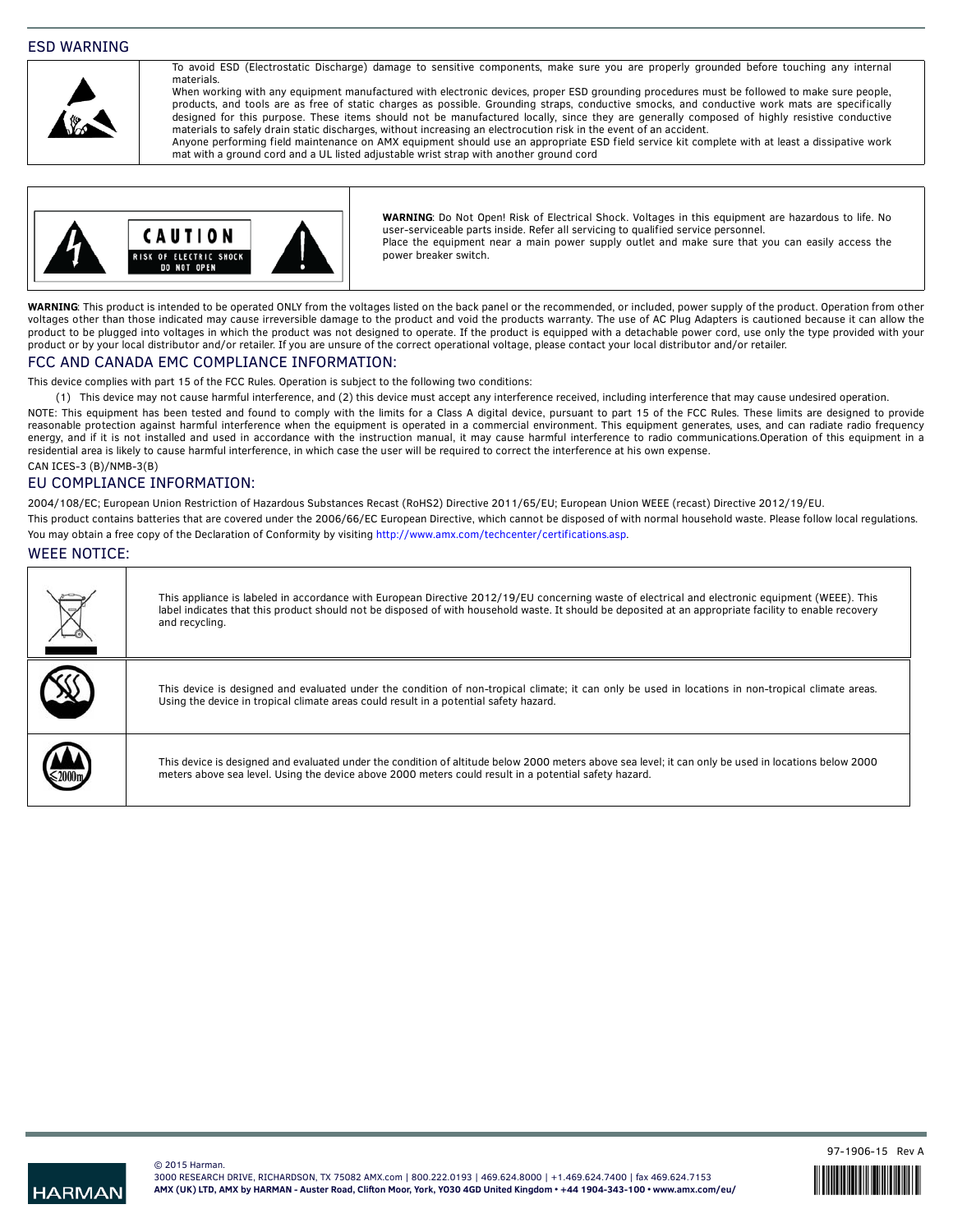## ESD WARNING

| | |
|---|---|
| | To avoid ESD (Electrostatic Discharge) damage to sensitive components, make sure you are properly grounded before touching any internal materials.<br>When working with any equipment manufactured with electronic devices, proper ESD grounding procedures must be followed to make sure people, products, and tools are as free of static charges as possible. Grounding straps, conductive smocks, and conductive work mats are specifically designed for this purpose. These items should not be manufactured locally, since they are generally composed of highly resistive conductive materials to safely drain static discharges, without increasing an electrocution risk in the event of an accident.<br>Anyone performing field maintenance on AMX equipment should use an appropriate ESD field service kit complete with at least a dissipative work mat with a ground cord and a UL listed adjustable wrist strap with another ground cord |

| | |
|---|---|
| CAUTION<br>RISK OF ELECTRIC SHOCK<br>DO NOT OPEN | **WARNING**: Do Not Open! Risk of Electrical Shock. Voltages in this equipment are hazardous to life. No user-serviceable parts inside. Refer all servicing to qualified service personnel.<br>Place the equipment near a main power supply outlet and make sure that you can easily access the power breaker switch. |

**WARNING**: This product is intended to be operated ONLY from the voltages listed on the back panel or the recommended, or included, power supply of the product. Operation from other voltages other than those indicated may cause irreversible damage to the product and void the products warranty. The use of AC Plug Adapters is cautioned because it can allow the product to be plugged into voltages in which the product was not designed to operate. If the product is equipped with a detachable power cord, use only the type provided with your product or by your local distributor and/or retailer. If you are unsure of the correct operational voltage, please contact your local distributor and/or retailer.

## FCC AND CANADA EMC COMPLIANCE INFORMATION:

This device complies with part 15 of the FCC Rules. Operation is subject to the following two conditions:

(1) This device may not cause harmful interference, and (2) this device must accept any interference received, including interference that may cause undesired operation.

NOTE: This equipment has been tested and found to comply with the limits for a Class A digital device, pursuant to part 15 of the FCC Rules. These limits are designed to provide reasonable protection against harmful interference when the equipment is operated in a commercial environment. This equipment generates, uses, and can radiate radio frequency energy, and if it is not installed and used in accordance with the instruction manual, it may cause harmful interference to radio communications.Operation of this equipment in a residential area is likely to cause harmful interference, in which case the user will be required to correct the interference at his own expense.

CAN ICES-3 (B)/NMB-3(B)

## EU COMPLIANCE INFORMATION:

2004/108/EC; European Union Restriction of Hazardous Substances Recast (RoHS2) Directive 2011/65/EU; European Union WEEE (recast) Directive 2012/19/EU.

This product contains batteries that are covered under the 2006/66/EC European Directive, which cannot be disposed of with normal household waste. Please follow local regulations.

You may obtain a free copy of the Declaration of Conformity by visiting http://www.amx.com/techcenter/certifications.asp.

## WEEE NOTICE:

| | |
|---|---|
| | This appliance is labeled in accordance with European Directive 2012/19/EU concerning waste of electrical and electronic equipment (WEEE). This label indicates that this product should not be disposed of with household waste. It should be deposited at an appropriate facility to enable recovery and recycling. |
| | This device is designed and evaluated under the condition of non-tropical climate; it can only be used in locations in non-tropical climate areas. Using the device in tropical climate areas could result in a potential safety hazard. |
| ≤2000m | This device is designed and evaluated under the condition of altitude below 2000 meters above sea level; it can only be used in locations below 2000 meters above sea level. Using the device above 2000 meters could result in a potential safety hazard. |

HARMAN

© 2015 Harman.
3000 RESEARCH DRIVE, RICHARDSON, TX 75082 AMX.com | 800.222.0193 | 469.624.8000 | +1.469.624.7400 | fax 469.624.7153
**AMX (UK) LTD, AMX by HARMAN - Auster Road, Clifton Moor, York, YO30 4GD United Kingdom • +44 1904-343-100 • www.amx.com/eu/**

97-1906-15 Rev A